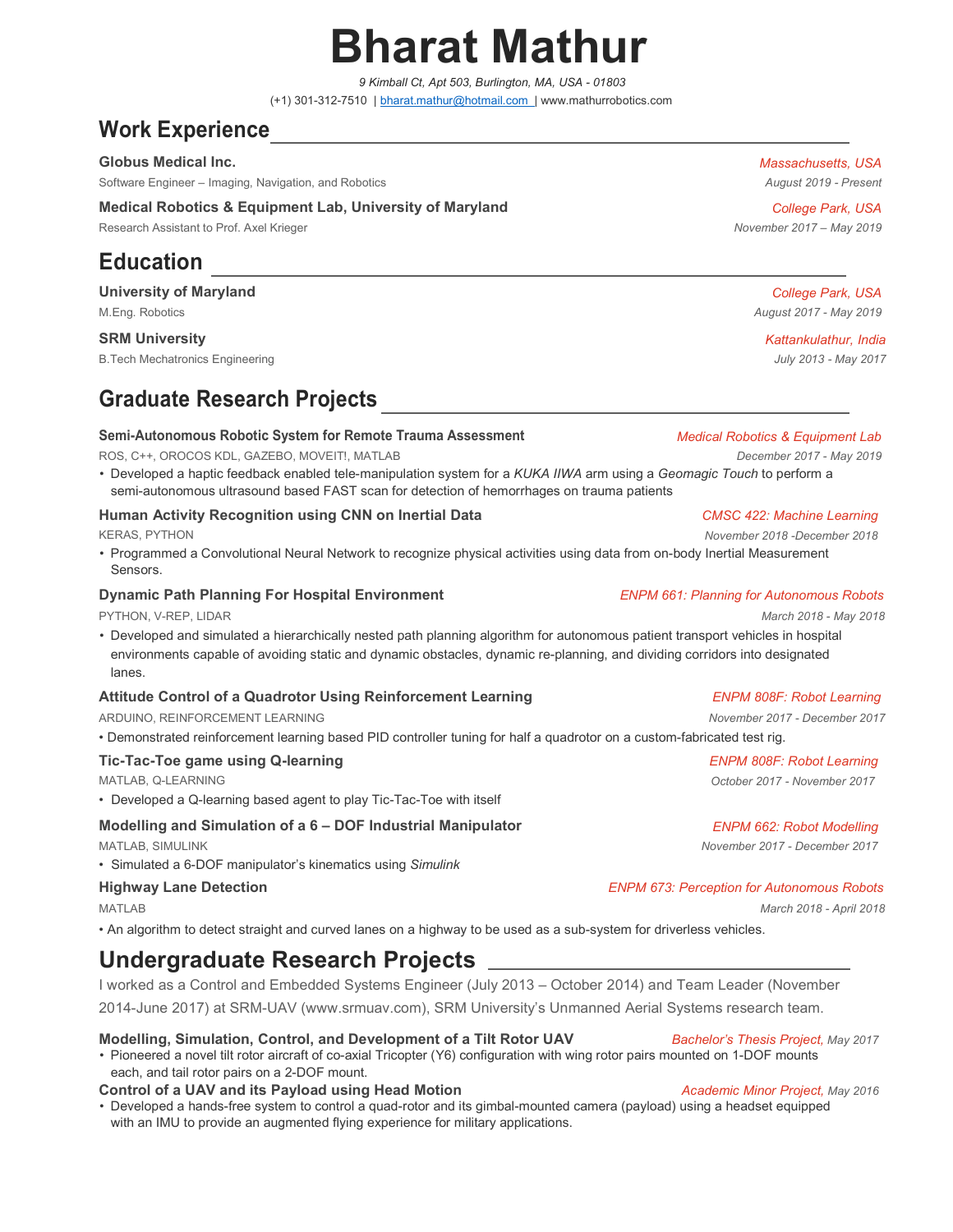# Bharat Mathur

*9 Kimball Ct, Apt 503, Burlington, MA, USA - 01803*

(+1) 301-312-7510 | [bharat.mathur@hotmail.com](mailto:bharat.mathur@hotmail.com) | www.mathurrobotics.com

## Work Experience

**Globus Medical Inc.** — *Massachusetts, USA*
Software Engineer – Imaging, Navigation, and Robotics — *August 2019 - Present*

**Medical Robotics & Equipment Lab, University of Maryland** — *College Park, USA*
Research Assistant to Prof. Axel Krieger — *November 2017 – May 2019*

## Education

**University of Maryland** — *College Park, USA*
M.Eng. Robotics — *August 2017 - May 2019*

**SRM University** — *Kattankulathur, India*
B.Tech Mechatronics Engineering — *July 2013 - May 2017*

## Graduate Research Projects

**Semi-Autonomous Robotic System for Remote Trauma Assessment** — *Medical Robotics & Equipment Lab*
ROS, C++, OROCOS KDL, GAZEBO, MOVEIT!, MATLAB — *December 2017 - May 2019*

- Developed a haptic feedback enabled tele-manipulation system for a *KUKA IIWA* arm using a *Geomagic Touch* to perform a semi-autonomous ultrasound based FAST scan for detection of hemorrhages on trauma patients

**Human Activity Recognition using CNN on Inertial Data** — *CMSC 422: Machine Learning*
KERAS, PYTHON — *November 2018 -December 2018*

- Programmed a Convolutional Neural Network to recognize physical activities using data from on-body Inertial Measurement Sensors.

**Dynamic Path Planning For Hospital Environment** — *ENPM 661: Planning for Autonomous Robots*
PYTHON, V-REP, LIDAR — *March 2018 - May 2018*

- Developed and simulated a hierarchically nested path planning algorithm for autonomous patient transport vehicles in hospital environments capable of avoiding static and dynamic obstacles, dynamic re-planning, and dividing corridors into designated lanes.

**Attitude Control of a Quadrotor Using Reinforcement Learning** — *ENPM 808F: Robot Learning*
ARDUINO, REINFORCEMENT LEARNING — *November 2017 - December 2017*

- Demonstrated reinforcement learning based PID controller tuning for half a quadrotor on a custom-fabricated test rig.

**Tic-Tac-Toe game using Q-learning** — *ENPM 808F: Robot Learning*
MATLAB, Q-LEARNING — *October 2017 - November 2017*

- Developed a Q-learning based agent to play Tic-Tac-Toe with itself

**Modelling and Simulation of a 6 – DOF Industrial Manipulator** — *ENPM 662: Robot Modelling*
MATLAB, SIMULINK — *November 2017 - December 2017*

- Simulated a 6-DOF manipulator's kinematics using *Simulink*

**Highway Lane Detection** — *ENPM 673: Perception for Autonomous Robots*
MATLAB — *March 2018 - April 2018*

- An algorithm to detect straight and curved lanes on a highway to be used as a sub-system for driverless vehicles.

## Undergraduate Research Projects

I worked as a Control and Embedded Systems Engineer (July 2013 – October 2014) and Team Leader (November 2014-June 2017) at SRM-UAV (www.srmuav.com), SRM University's Unmanned Aerial Systems research team.

**Modelling, Simulation, Control, and Development of a Tilt Rotor UAV** — *Bachelor's Thesis Project, May 2017*

- Pioneered a novel tilt rotor aircraft of co-axial Tricopter (Y6) configuration with wing rotor pairs mounted on 1-DOF mounts each, and tail rotor pairs on a 2-DOF mount.

**Control of a UAV and its Payload using Head Motion** — *Academic Minor Project, May 2016*

- Developed a hands-free system to control a quad-rotor and its gimbal-mounted camera (payload) using a headset equipped with an IMU to provide an augmented flying experience for military applications.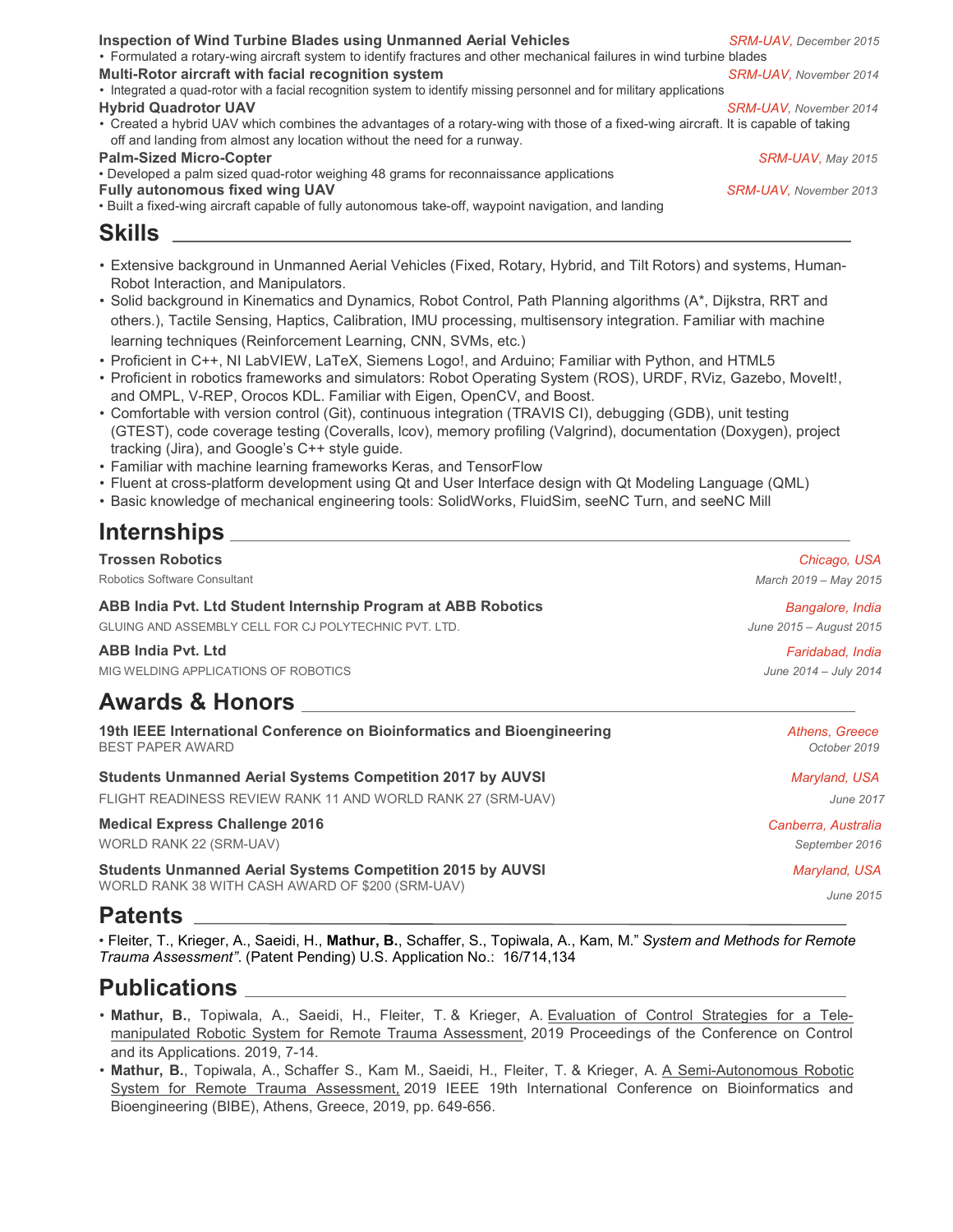**Inspection of Wind Turbine Blades using Unmanned Aerial Vehicles** — *SRM-UAV, December 2015*

- Formulated a rotary-wing aircraft system to identify fractures and other mechanical failures in wind turbine blades

**Multi-Rotor aircraft with facial recognition system** — *SRM-UAV, November 2014*

- Integrated a quad-rotor with a facial recognition system to identify missing personnel and for military applications

**Hybrid Quadrotor UAV** — *SRM-UAV, November 2014*

- Created a hybrid UAV which combines the advantages of a rotary-wing with those of a fixed-wing aircraft. It is capable of taking off and landing from almost any location without the need for a runway.

**Palm-Sized Micro-Copter** — *SRM-UAV, May 2015*

- Developed a palm sized quad-rotor weighing 48 grams for reconnaissance applications

**Fully autonomous fixed wing UAV** — *SRM-UAV, November 2013*

- Built a fixed-wing aircraft capable of fully autonomous take-off, waypoint navigation, and landing

## Skills

- Extensive background in Unmanned Aerial Vehicles (Fixed, Rotary, Hybrid, and Tilt Rotors) and systems, Human-Robot Interaction, and Manipulators.
- Solid background in Kinematics and Dynamics, Robot Control, Path Planning algorithms (A*, Dijkstra, RRT and others.), Tactile Sensing, Haptics, Calibration, IMU processing, multisensory integration. Familiar with machine learning techniques (Reinforcement Learning, CNN, SVMs, etc.)
- Proficient in C++, NI LabVIEW, LaTeX, Siemens Logo!, and Arduino; Familiar with Python, and HTML5
- Proficient in robotics frameworks and simulators: Robot Operating System (ROS), URDF, RViz, Gazebo, MoveIt!, and OMPL, V-REP, Orocos KDL. Familiar with Eigen, OpenCV, and Boost.
- Comfortable with version control (Git), continuous integration (TRAVIS CI), debugging (GDB), unit testing (GTEST), code coverage testing (Coveralls, lcov), memory profiling (Valgrind), documentation (Doxygen), project tracking (Jira), and Google's C++ style guide.
- Familiar with machine learning frameworks Keras, and TensorFlow
- Fluent at cross-platform development using Qt and User Interface design with Qt Modeling Language (QML)
- Basic knowledge of mechanical engineering tools: SolidWorks, FluidSim, seeNC Turn, and seeNC Mill

## Internships

**Trossen Robotics** — *Chicago, USA*
Robotics Software Consultant — *March 2019 – May 2015*

**ABB India Pvt. Ltd Student Internship Program at ABB Robotics** — *Bangalore, India*
GLUING AND ASSEMBLY CELL FOR CJ POLYTECHNIC PVT. LTD. — *June 2015 – August 2015*

**ABB India Pvt. Ltd** — *Faridabad, India*
MIG WELDING APPLICATIONS OF ROBOTICS — *June 2014 – July 2014*

## Awards & Honors

**19th IEEE International Conference on Bioinformatics and Bioengineering** — *Athens, Greece*
BEST PAPER AWARD — *October 2019*

**Students Unmanned Aerial Systems Competition 2017 by AUVSI** — *Maryland, USA*
FLIGHT READINESS REVIEW RANK 11 AND WORLD RANK 27 (SRM-UAV) — *June 2017*

**Medical Express Challenge 2016** — *Canberra, Australia*
WORLD RANK 22 (SRM-UAV) — *September 2016*

**Students Unmanned Aerial Systems Competition 2015 by AUVSI** — *Maryland, USA*
WORLD RANK 38 WITH CASH AWARD OF $200 (SRM-UAV) — *June 2015*

## Patents

- Fleiter, T., Krieger, A., Saeidi, H., **Mathur, B.**, Schaffer, S., Topiwala, A., Kam, M." *System and Methods for Remote Trauma Assessment"*. (Patent Pending) U.S. Application No.: 16/714,134

## Publications

- **Mathur, B.**, Topiwala, A., Saeidi, H., Fleiter, T. & Krieger, A. Evaluation of Control Strategies for a Tele-manipulated Robotic System for Remote Trauma Assessment, 2019 Proceedings of the Conference on Control and its Applications. 2019, 7-14.
- **Mathur, B.**, Topiwala, A., Schaffer S., Kam M., Saeidi, H., Fleiter, T. & Krieger, A. A Semi-Autonomous Robotic System for Remote Trauma Assessment, 2019 IEEE 19th International Conference on Bioinformatics and Bioengineering (BIBE), Athens, Greece, 2019, pp. 649-656.